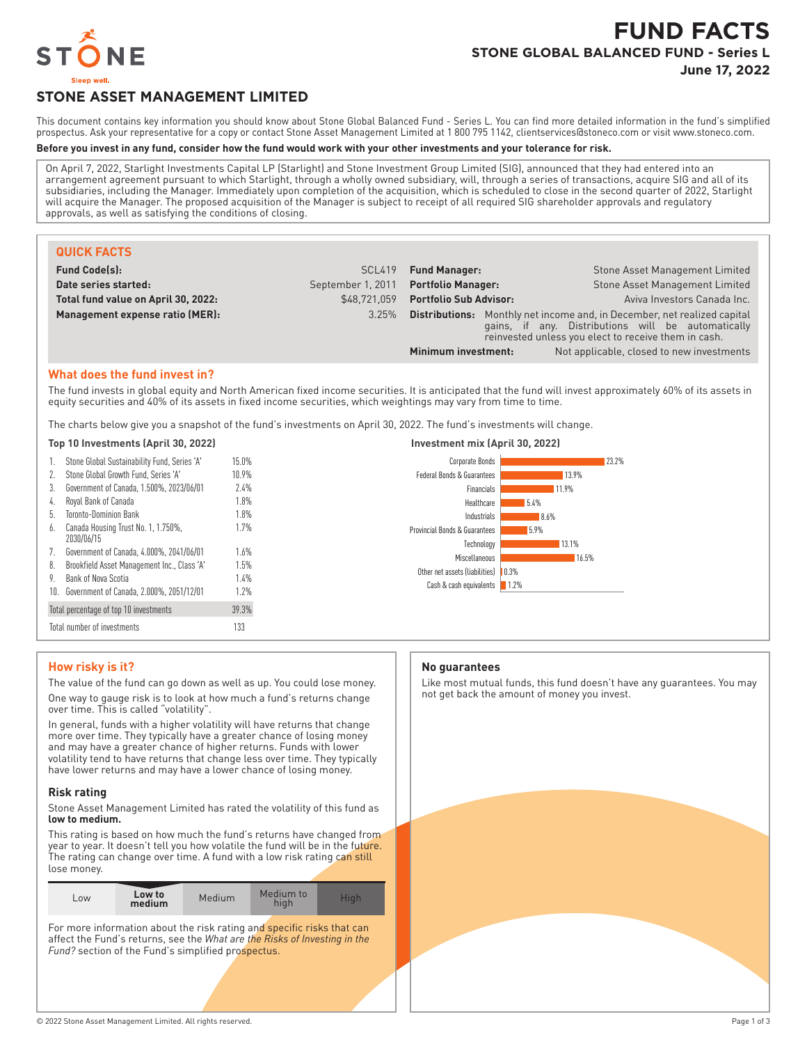# FUND FACTS

## STONE GLOBAL BALANCED FUND - Series L

**June 17, 2022**

STONE
Sleep well.

## STONE ASSET MANAGEMENT LIMITED

This document contains key information you should know about Stone Global Balanced Fund - Series L. You can find more detailed information in the fund's simplified prospectus. Ask your representative for a copy or contact Stone Asset Management Limited at 1 800 795 1142, clientservices@stoneco.com or visit www.stoneco.com.

**Before you invest in any fund, consider how the fund would work with your other investments and your tolerance for risk.**

On April 7, 2022, Starlight Investments Capital LP (Starlight) and Stone Investment Group Limited (SIG), announced that they had entered into an arrangement agreement pursuant to which Starlight, through a wholly owned subsidiary, will, through a series of transactions, acquire SIG and all of its subsidiaries, including the Manager. Immediately upon completion of the acquisition, which is scheduled to close in the second quarter of 2022, Starlight will acquire the Manager. The proposed acquisition of the Manager is subject to receipt of all required SIG shareholder approvals and regulatory approvals, as well as satisfying the conditions of closing.

### QUICK FACTS

| | | | |
|---|---|---|---|
| **Fund Code(s):** | SCL419 | **Fund Manager:** | Stone Asset Management Limited |
| **Date series started:** | September 1, 2011 | **Portfolio Manager:** | Stone Asset Management Limited |
| **Total fund value on April 30, 2022:** | $48,721,059 | **Portfolio Sub Advisor:** | Aviva Investors Canada Inc. |
| **Management expense ratio (MER):** | 3.25% | **Distributions:** | Monthly net income and, in December, net realized capital gains, if any. Distributions will be automatically reinvested unless you elect to receive them in cash. |
| | | **Minimum investment:** | Not applicable, closed to new investments |

### What does the fund invest in?

The fund invests in global equity and North American fixed income securities. It is anticipated that the fund will invest approximately 60% of its assets in equity securities and 40% of its assets in fixed income securities, which weightings may vary from time to time.

The charts below give you a snapshot of the fund's investments on April 30, 2022. The fund's investments will change.

**Top 10 Investments (April 30, 2022)**

| | | |
|---|---|---|
| 1. | Stone Global Sustainability Fund, Series 'A' | 15.0% |
| 2. | Stone Global Growth Fund, Series 'A' | 10.9% |
| 3. | Government of Canada, 1.500%, 2023/06/01 | 2.4% |
| 4. | Royal Bank of Canada | 1.8% |
| 5. | Toronto-Dominion Bank | 1.8% |
| 6. | Canada Housing Trust No. 1, 1.750%, 2030/06/15 | 1.7% |
| 7. | Government of Canada, 4.000%, 2041/06/01 | 1.6% |
| 8. | Brookfield Asset Management Inc., Class 'A' | 1.5% |
| 9. | Bank of Nova Scotia | 1.4% |
| 10. | Government of Canada, 2.000%, 2051/12/01 | 1.2% |
| | Total percentage of top 10 investments | 39.3% |
| | Total number of investments | 133 |

**Investment mix (April 30, 2022)**

| | |
|---|---|
| Corporate Bonds | 23.2% |
| Federal Bonds & Guarantees | 13.9% |
| Financials | 11.9% |
| Healthcare | 5.4% |
| Industrials | 8.6% |
| Provincial Bonds & Guarantees | 5.9% |
| Technology | 13.1% |
| Miscellaneous | 16.5% |
| Other net assets (liabilities) | 0.3% |
| Cash & cash equivalents | 1.2% |

### How risky is it?

The value of the fund can go down as well as up. You could lose money.

One way to gauge risk is to look at how much a fund's returns change over time. This is called "volatility".

In general, funds with a higher volatility will have returns that change more over time. They typically have a greater chance of losing money and may have a greater chance of higher returns. Funds with lower volatility tend to have returns that change less over time. They typically have lower returns and may have a lower chance of losing money.

#### Risk rating

Stone Asset Management Limited has rated the volatility of this fund as **low to medium.**

This rating is based on how much the fund's returns have changed from year to year. It doesn't tell you how volatile the fund will be in the future. The rating can change over time. A fund with a low risk rating can still lose money.

| Low | **Low to medium** | Medium | Medium to high | High |
|---|---|---|---|---|

For more information about the risk rating and specific risks that can affect the Fund's returns, see the *What are the Risks of Investing in the Fund?* section of the Fund's simplified prospectus.

### No guarantees

Like most mutual funds, this fund doesn't have any guarantees. You may not get back the amount of money you invest.

© 2022 Stone Asset Management Limited. All rights reserved.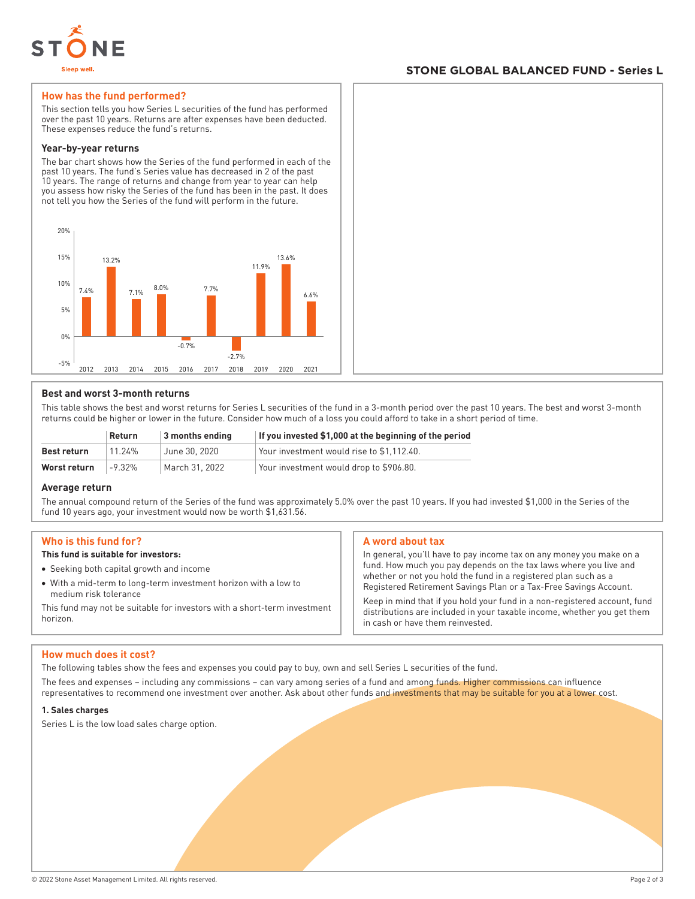# STONE GLOBAL BALANCED FUND - Series L

## How has the fund performed?

This section tells you how Series L securities of the fund has performed over the past 10 years. Returns are after expenses have been deducted. These expenses reduce the fund's returns.

### Year-by-year returns

The bar chart shows how the Series of the fund performed in each of the past 10 years. The fund's Series value has decreased in 2 of the past 10 years. The range of returns and change from year to year can help you assess how risky the Series of the fund has been in the past. It does not tell you how the Series of the fund will perform in the future.

| Year | Return |
|---|---|
| 2012 | 7.4% |
| 2013 | 13.2% |
| 2014 | 7.1% |
| 2015 | 8.0% |
| 2016 | -0.7% |
| 2017 | 7.7% |
| 2018 | -2.7% |
| 2019 | 11.9% |
| 2020 | 13.6% |
| 2021 | 6.6% |

### Best and worst 3-month returns

This table shows the best and worst returns for Series L securities of the fund in a 3-month period over the past 10 years. The best and worst 3-month returns could be higher or lower in the future. Consider how much of a loss you could afford to take in a short period of time.

| | Return | 3 months ending | If you invested $1,000 at the beginning of the period |
|---|---|---|---|
| **Best return** | 11.24% | June 30, 2020 | Your investment would rise to $1,112.40. |
| **Worst return** | -9.32% | March 31, 2022 | Your investment would drop to $906.80. |

### Average return

The annual compound return of the Series of the fund was approximately 5.0% over the past 10 years. If you had invested $1,000 in the Series of the fund 10 years ago, your investment would now be worth $1,631.56.

## Who is this fund for?

**This fund is suitable for investors:**

- Seeking both capital growth and income
- With a mid-term to long-term investment horizon with a low to medium risk tolerance

This fund may not be suitable for investors with a short-term investment horizon.

## A word about tax

In general, you'll have to pay income tax on any money you make on a fund. How much you pay depends on the tax laws where you live and whether or not you hold the fund in a registered plan such as a Registered Retirement Savings Plan or a Tax-Free Savings Account.

Keep in mind that if you hold your fund in a non-registered account, fund distributions are included in your taxable income, whether you get them in cash or have them reinvested.

## How much does it cost?

The following tables show the fees and expenses you could pay to buy, own and sell Series L securities of the fund.

The fees and expenses – including any commissions – can vary among series of a fund and among funds. Higher commissions can influence representatives to recommend one investment over another. Ask about other funds and investments that may be suitable for you at a lower cost.

### 1. Sales charges

Series L is the low load sales charge option.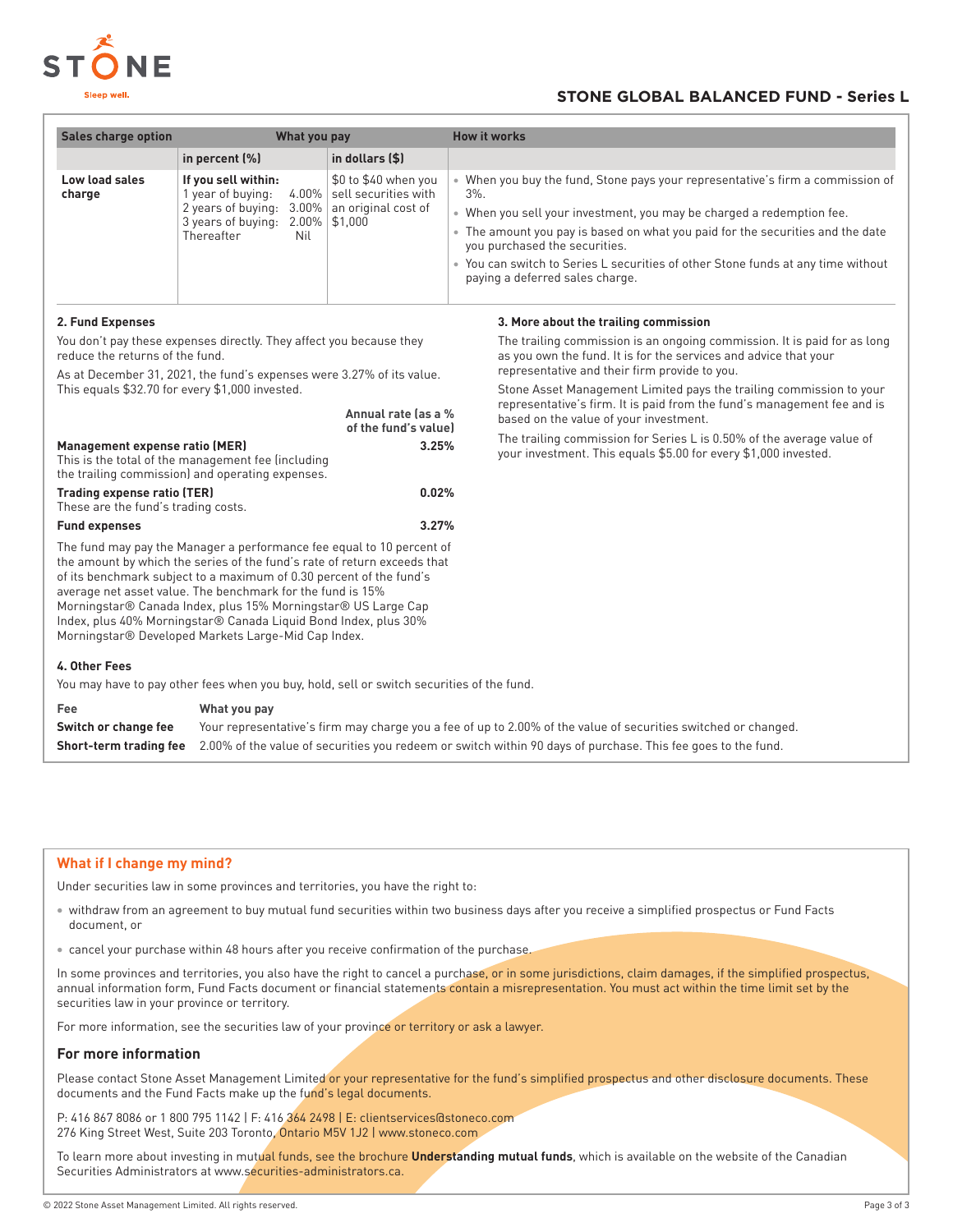# STONE GLOBAL BALANCED FUND - Series L

| Sales charge option | What you pay | | How it works |
|---|---|---|---|
| | in percent (%) | in dollars ($) | |
| **Low load sales charge** | **If you sell within:** 1 year of buying: 4.00% 2 years of buying: 3.00% 3 years of buying: 2.00% Thereafter Nil | $0 to $40 when you sell securities with an original cost of $1,000 | • When you buy the fund, Stone pays your representative's firm a commission of 3%. • When you sell your investment, you may be charged a redemption fee. • The amount you pay is based on what you paid for the securities and the date you purchased the securities. • You can switch to Series L securities of other Stone funds at any time without paying a deferred sales charge. |

### 2. Fund Expenses

You don't pay these expenses directly. They affect you because they reduce the returns of the fund.

As at December 31, 2021, the fund's expenses were 3.27% of its value. This equals $32.70 for every $1,000 invested.

| | Annual rate (as a % of the fund's value) |
|---|---|
| **Management expense ratio (MER)** This is the total of the management fee (including the trailing commission) and operating expenses. | **3.25%** |
| **Trading expense ratio (TER)** These are the fund's trading costs. | **0.02%** |
| **Fund expenses** | **3.27%** |

The fund may pay the Manager a performance fee equal to 10 percent of the amount by which the series of the fund's rate of return exceeds that of its benchmark subject to a maximum of 0.30 percent of the fund's average net asset value. The benchmark for the fund is 15% Morningstar® Canada Index, plus 15% Morningstar® US Large Cap Index, plus 40% Morningstar® Canada Liquid Bond Index, plus 30% Morningstar® Developed Markets Large-Mid Cap Index.

### 3. More about the trailing commission

The trailing commission is an ongoing commission. It is paid for as long as you own the fund. It is for the services and advice that your representative and their firm provide to you.

Stone Asset Management Limited pays the trailing commission to your representative's firm. It is paid from the fund's management fee and is based on the value of your investment.

The trailing commission for Series L is 0.50% of the average value of your investment. This equals $5.00 for every $1,000 invested.

### 4. Other Fees

You may have to pay other fees when you buy, hold, sell or switch securities of the fund.

| Fee | What you pay |
|---|---|
| **Switch or change fee** | Your representative's firm may charge you a fee of up to 2.00% of the value of securities switched or changed. |
| **Short-term trading fee** | 2.00% of the value of securities you redeem or switch within 90 days of purchase. This fee goes to the fund. |

## What if I change my mind?

Under securities law in some provinces and territories, you have the right to:

- withdraw from an agreement to buy mutual fund securities within two business days after you receive a simplified prospectus or Fund Facts document, or
- cancel your purchase within 48 hours after you receive confirmation of the purchase.

In some provinces and territories, you also have the right to cancel a purchase, or in some jurisdictions, claim damages, if the simplified prospectus, annual information form, Fund Facts document or financial statements contain a misrepresentation. You must act within the time limit set by the securities law in your province or territory.

For more information, see the securities law of your province or territory or ask a lawyer.

## For more information

Please contact Stone Asset Management Limited or your representative for the fund's simplified prospectus and other disclosure documents. These documents and the Fund Facts make up the fund's legal documents.

P: 416 867 8086 or 1 800 795 1142 | F: 416 364 2498 | E: clientservices@stoneco.com
276 King Street West, Suite 203 Toronto, Ontario M5V 1J2 | www.stoneco.com

To learn more about investing in mutual funds, see the brochure **Understanding mutual funds**, which is available on the website of the Canadian Securities Administrators at www.securities-administrators.ca.

© 2022 Stone Asset Management Limited. All rights reserved.